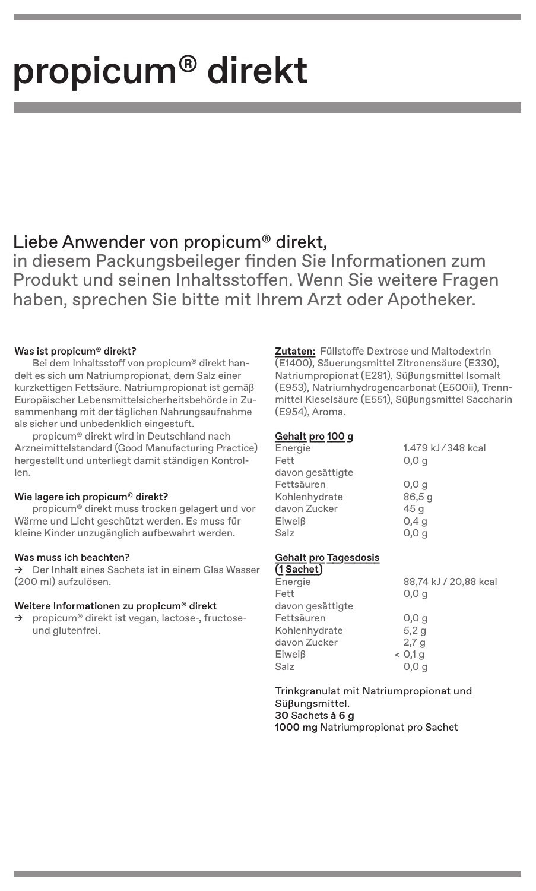# propicum® direkt

## Liebe Anwender von propicum® direkt,

in diesem Packungsbeileger finden Sie Informationen zum Produkt und seinen Inhaltsstoffen. Wenn Sie weitere Fragen haben, sprechen Sie bitte mit Ihrem Arzt oder Apotheker.

### Was ist propicum® direkt?

Bei dem Inhaltsstoff von propicum® direkt handelt es sich um Natriumpropionat, dem Salz einer kurzkettigen Fettsäure. Natriumpropionat ist gemäß Europäischer Lebensmittelsicherheitsbehörde in Zusammenhang mit der täglichen Nahrungsaufnahme als sicher und unbedenklich eingestuft.

propicum® direkt wird in Deutschland nach Arzneimittelstandard (Good Manufacturing Practice) hergestellt und unterliegt damit ständigen Kontrollen.

### Wie lagere ich propicum® direkt?

propicum® direkt muss trocken gelagert und vor Wärme und Licht geschützt werden. Es muss für kleine Kinder unzugänglich aufbewahrt werden.

### Was muss ich beachten?

→ Der Inhalt eines Sachets ist in einem Glas Wasser (200 ml) aufzulösen.

### Weitere Informationen zu propicum® direkt

→ propicum® direkt ist vegan, lactose-, fructose- und glutenfrei.

**Zutaten:** Füllstoffe Dextrose und Maltodextrin (E1400), Säuerungsmittel Zitronensäure (E330), Natriumpropionat (E281), Süßungsmittel Isomalt (E953), Natriumhydrogencarbonat (E500ii), Trennmittel Kieselsäure (E551), Süßungsmittel Saccharin (E954), Aroma.

**Gehalt pro 100 g**

| | |
|---|---|
| Energie | 1.479 kJ / 348 kcal |
| Fett | 0,0 g |
| davon gesättigte Fettsäuren | 0,0 g |
| Kohlenhydrate | 86,5 g |
| davon Zucker | 45 g |
| Eiweiß | 0,4 g |
| Salz | 0,0 g |

**Gehalt pro Tagesdosis (1 Sachet)**

| | |
|---|---|
| Energie | 88,74 kJ / 20,88 kcal |
| Fett | 0,0 g |
| davon gesättigte Fettsäuren | 0,0 g |
| Kohlenhydrate | 5,2 g |
| davon Zucker | 2,7 g |
| Eiweiß | < 0,1 g |
| Salz | 0,0 g |

Trinkgranulat mit Natriumpropionat und Süßungsmittel.
**30** Sachets **à 6 g**
**1000 mg** Natriumpropionat pro Sachet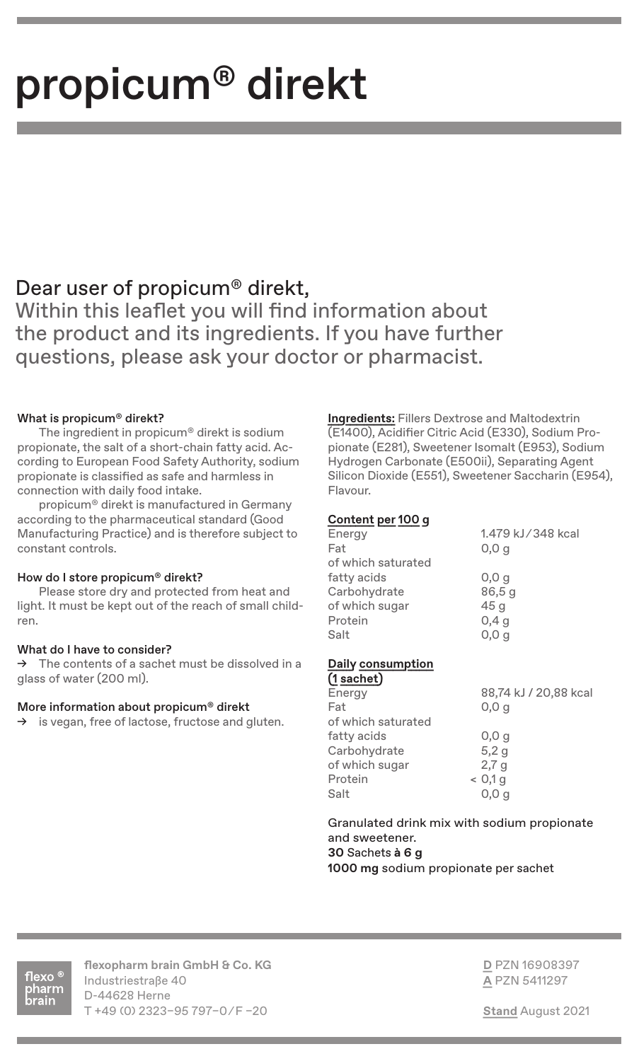# propicum® direkt

## Dear user of propicum® direkt,

Within this leaflet you will find information about the product and its ingredients. If you have further questions, please ask your doctor or pharmacist.

**What is propicum® direkt?**

The ingredient in propicum® direkt is sodium propionate, the salt of a short-chain fatty acid. According to European Food Safety Authority, sodium propionate is classified as safe and harmless in connection with daily food intake.

propicum® direkt is manufactured in Germany according to the pharmaceutical standard (Good Manufacturing Practice) and is therefore subject to constant controls.

**How do I store propicum® direkt?**

Please store dry and protected from heat and light. It must be kept out of the reach of small children.

**What do I have to consider?**

→ The contents of a sachet must be dissolved in a glass of water (200 ml).

**More information about propicum® direkt**

→ is vegan, free of lactose, fructose and gluten.

**Ingredients:** Fillers Dextrose and Maltodextrin (E1400), Acidifier Citric Acid (E330), Sodium Propionate (E281), Sweetener Isomalt (E953), Sodium Hydrogen Carbonate (E500ii), Separating Agent Silicon Dioxide (E551), Sweetener Saccharin (E954), Flavour.

| **Content per 100 g** | |
|---|---|
| Energy | 1.479 kJ / 348 kcal |
| Fat | 0,0 g |
| of which saturated fatty acids | 0,0 g |
| Carbohydrate | 86,5 g |
| of which sugar | 45 g |
| Protein | 0,4 g |
| Salt | 0,0 g |

| **Daily consumption (1 sachet)** | |
|---|---|
| Energy | 88,74 kJ / 20,88 kcal |
| Fat | 0,0 g |
| of which saturated fatty acids | 0,0 g |
| Carbohydrate | 5,2 g |
| of which sugar | 2,7 g |
| Protein | < 0,1 g |
| Salt | 0,0 g |

Granulated drink mix with sodium propionate and sweetener.
**30** Sachets **à 6 g**
**1000 mg** sodium propionate per sachet

flexo® pharm brain

**flexopharm brain GmbH & Co. KG**
Industriestraβe 40
D-44628 Herne
T +49 (0) 2323-95 797-0 / F -20

**D** PZN 16908397
**A** PZN 5411297

**Stand** August 2021